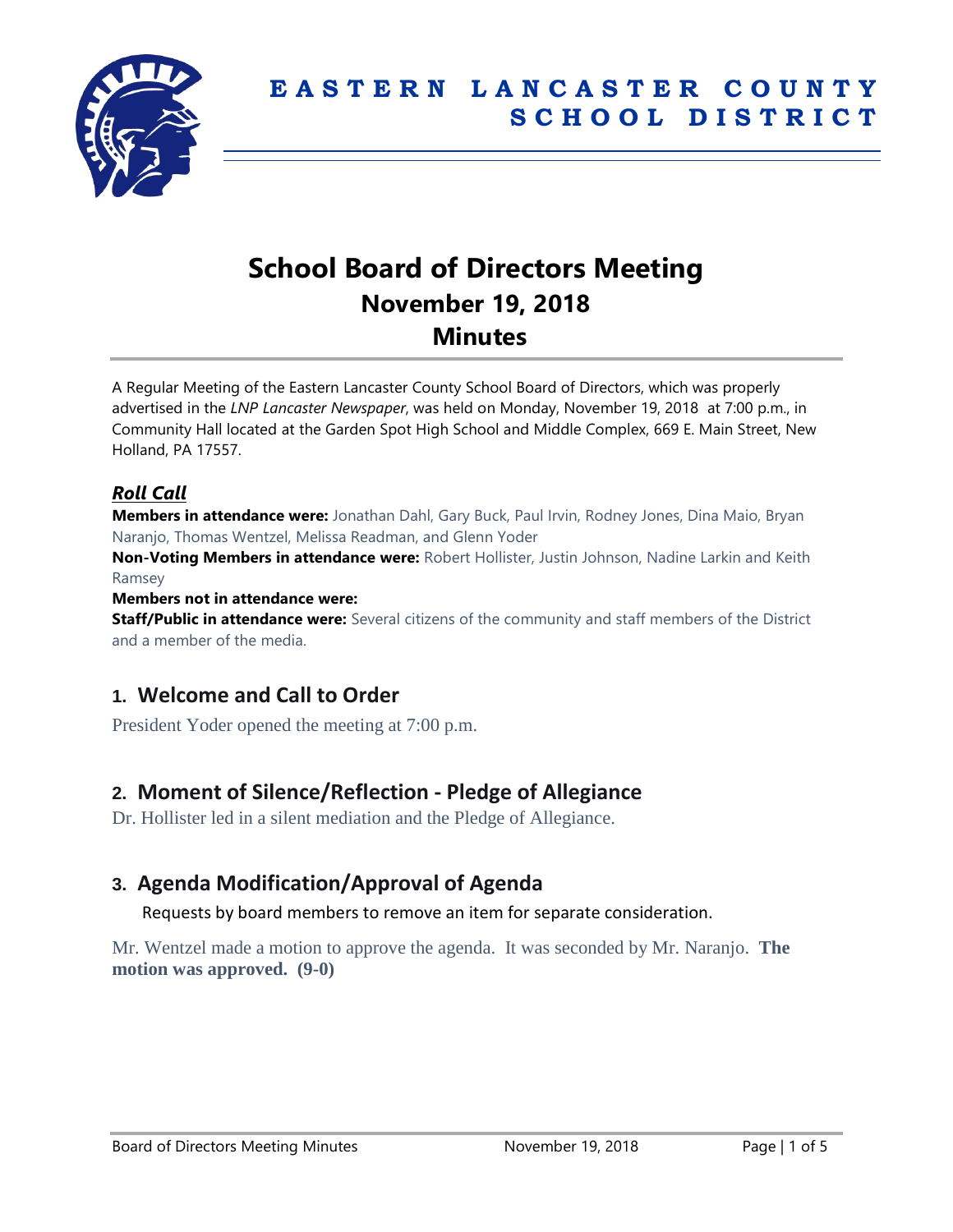# EASTERN LANCASTER COUNTY SCHOOL DISTRICT

# School Board of Directors Meeting
## November 19, 2018
## Minutes

A Regular Meeting of the Eastern Lancaster County School Board of Directors, which was properly advertised in the *LNP Lancaster Newspaper*, was held on Monday, November 19, 2018 at 7:00 p.m., in Community Hall located at the Garden Spot High School and Middle Complex, 669 E. Main Street, New Holland, PA 17557.

### *Roll Call*

**Members in attendance were:** Jonathan Dahl, Gary Buck, Paul Irvin, Rodney Jones, Dina Maio, Bryan Naranjo, Thomas Wentzel, Melissa Readman, and Glenn Yoder

**Non-Voting Members in attendance were:** Robert Hollister, Justin Johnson, Nadine Larkin and Keith Ramsey

**Members not in attendance were:**

**Staff/Public in attendance were:** Several citizens of the community and staff members of the District and a member of the media.

## 1. Welcome and Call to Order

President Yoder opened the meeting at 7:00 p.m.

## 2. Moment of Silence/Reflection - Pledge of Allegiance

Dr. Hollister led in a silent mediation and the Pledge of Allegiance.

## 3. Agenda Modification/Approval of Agenda

Requests by board members to remove an item for separate consideration.

Mr. Wentzel made a motion to approve the agenda. It was seconded by Mr. Naranjo. **The motion was approved. (9-0)**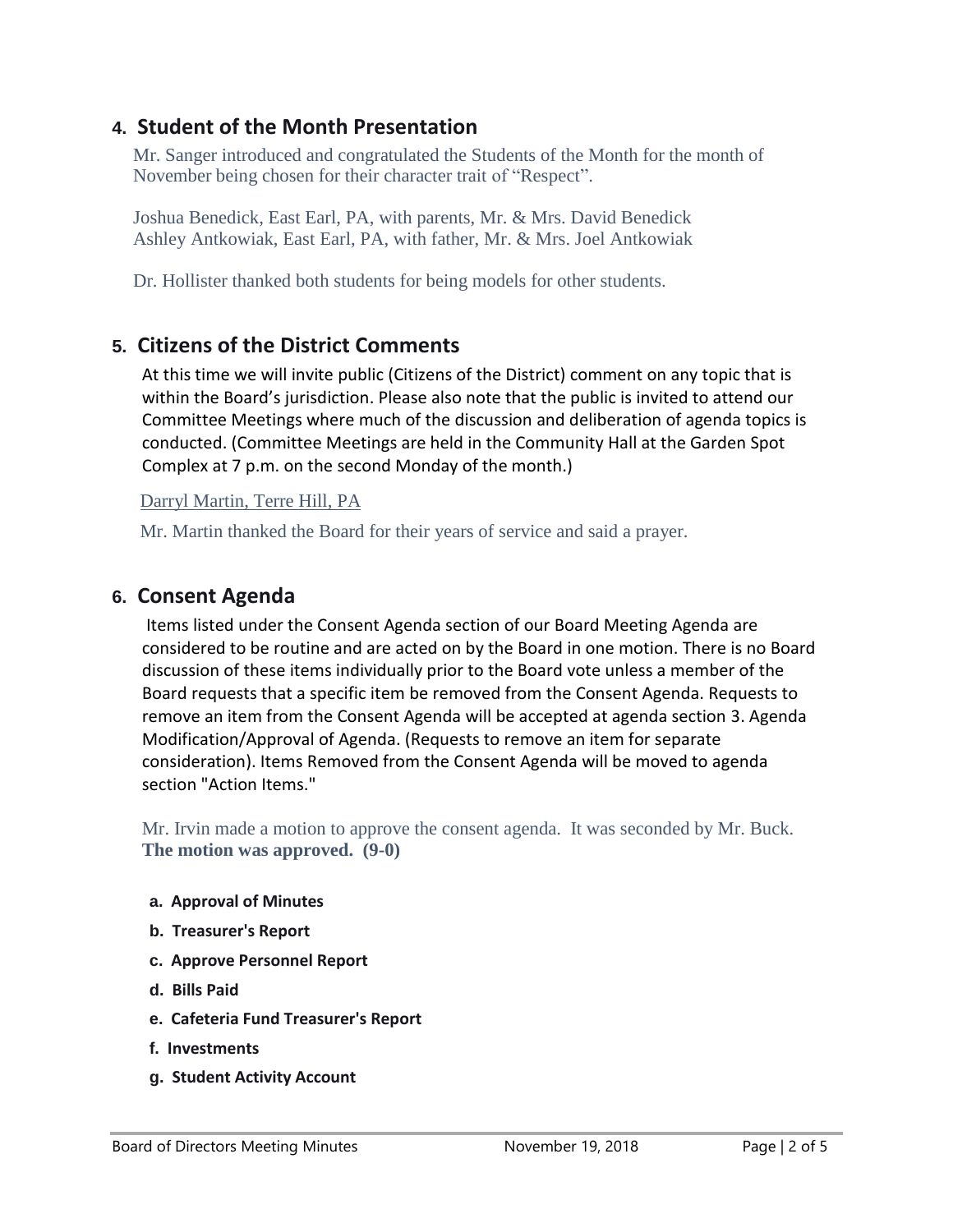## 4. Student of the Month Presentation

Mr. Sanger introduced and congratulated the Students of the Month for the month of November being chosen for their character trait of "Respect".

Joshua Benedick, East Earl, PA, with parents, Mr. & Mrs. David Benedick
Ashley Antkowiak, East Earl, PA, with father, Mr. & Mrs. Joel Antkowiak

Dr. Hollister thanked both students for being models for other students.

## 5. Citizens of the District Comments

At this time we will invite public (Citizens of the District) comment on any topic that is within the Board's jurisdiction. Please also note that the public is invited to attend our Committee Meetings where much of the discussion and deliberation of agenda topics is conducted. (Committee Meetings are held in the Community Hall at the Garden Spot Complex at 7 p.m. on the second Monday of the month.)

Darryl Martin, Terre Hill, PA

Mr. Martin thanked the Board for their years of service and said a prayer.

## 6. Consent Agenda

Items listed under the Consent Agenda section of our Board Meeting Agenda are considered to be routine and are acted on by the Board in one motion. There is no Board discussion of these items individually prior to the Board vote unless a member of the Board requests that a specific item be removed from the Consent Agenda. Requests to remove an item from the Consent Agenda will be accepted at agenda section 3. Agenda Modification/Approval of Agenda. (Requests to remove an item for separate consideration). Items Removed from the Consent Agenda will be moved to agenda section "Action Items."

Mr. Irvin made a motion to approve the consent agenda. It was seconded by Mr. Buck. **The motion was approved. (9-0)**

- **a. Approval of Minutes**
- **b. Treasurer's Report**
- **c. Approve Personnel Report**
- **d. Bills Paid**
- **e. Cafeteria Fund Treasurer's Report**
- **f. Investments**
- **g. Student Activity Account**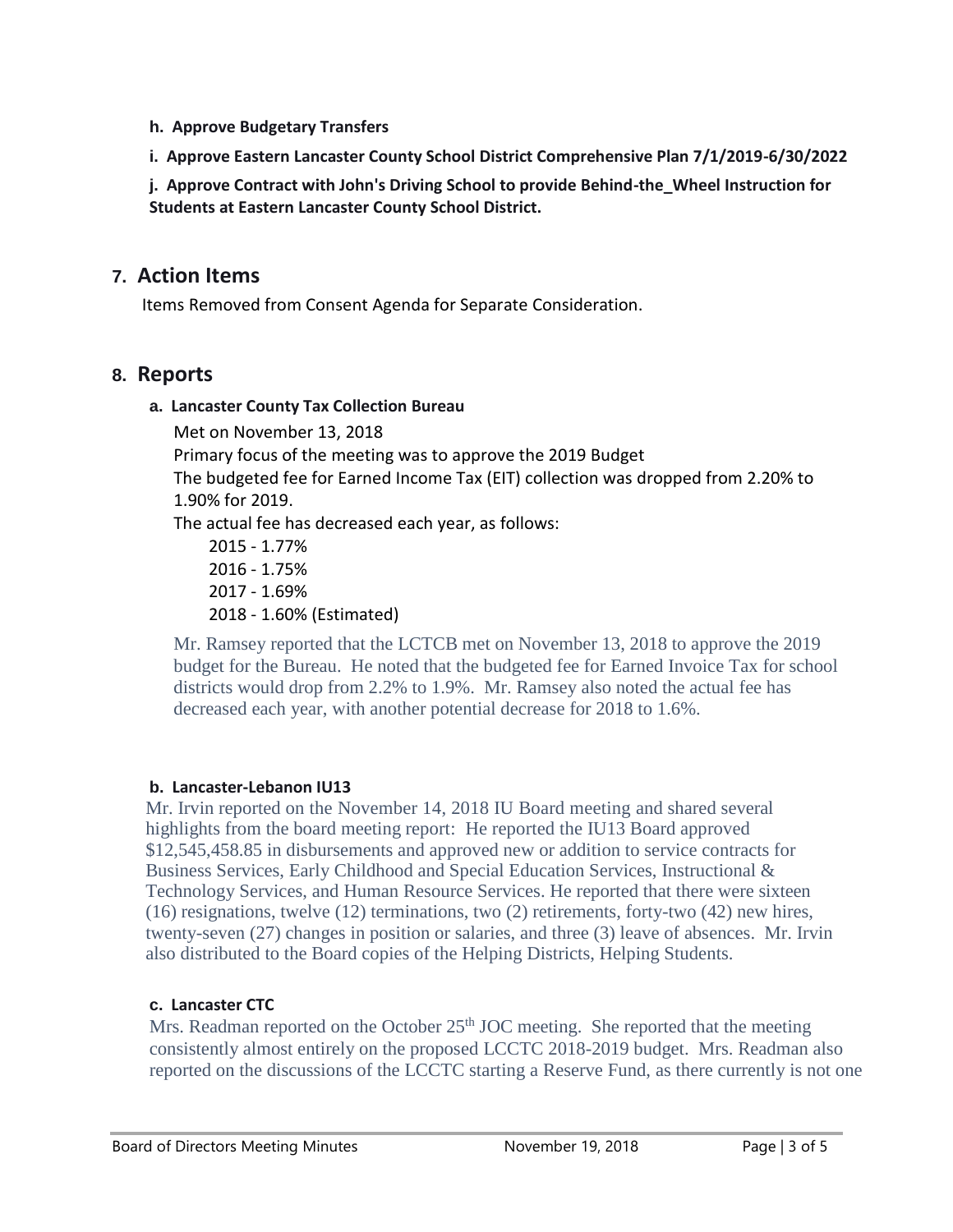**h. Approve Budgetary Transfers**

**i. Approve Eastern Lancaster County School District Comprehensive Plan 7/1/2019-6/30/2022**

**j. Approve Contract with John's Driving School to provide Behind-the_Wheel Instruction for Students at Eastern Lancaster County School District.**

## 7. Action Items

Items Removed from Consent Agenda for Separate Consideration.

## 8. Reports

### a. Lancaster County Tax Collection Bureau

Met on November 13, 2018
Primary focus of the meeting was to approve the 2019 Budget
The budgeted fee for Earned Income Tax (EIT) collection was dropped from 2.20% to 1.90% for 2019.
The actual fee has decreased each year, as follows:

- 2015 - 1.77%
- 2016 - 1.75%
- 2017 - 1.69%
- 2018 - 1.60% (Estimated)

Mr. Ramsey reported that the LCTCB met on November 13, 2018 to approve the 2019 budget for the Bureau. He noted that the budgeted fee for Earned Invoice Tax for school districts would drop from 2.2% to 1.9%. Mr. Ramsey also noted the actual fee has decreased each year, with another potential decrease for 2018 to 1.6%.

### b. Lancaster-Lebanon IU13

Mr. Irvin reported on the November 14, 2018 IU Board meeting and shared several highlights from the board meeting report: He reported the IU13 Board approved $12,545,458.85 in disbursements and approved new or addition to service contracts for Business Services, Early Childhood and Special Education Services, Instructional & Technology Services, and Human Resource Services. He reported that there were sixteen (16) resignations, twelve (12) terminations, two (2) retirements, forty-two (42) new hires, twenty-seven (27) changes in position or salaries, and three (3) leave of absences. Mr. Irvin also distributed to the Board copies of the Helping Districts, Helping Students.

### c. Lancaster CTC

Mrs. Readman reported on the October 25th JOC meeting. She reported that the meeting consistently almost entirely on the proposed LCCTC 2018-2019 budget. Mrs. Readman also reported on the discussions of the LCCTC starting a Reserve Fund, as there currently is not one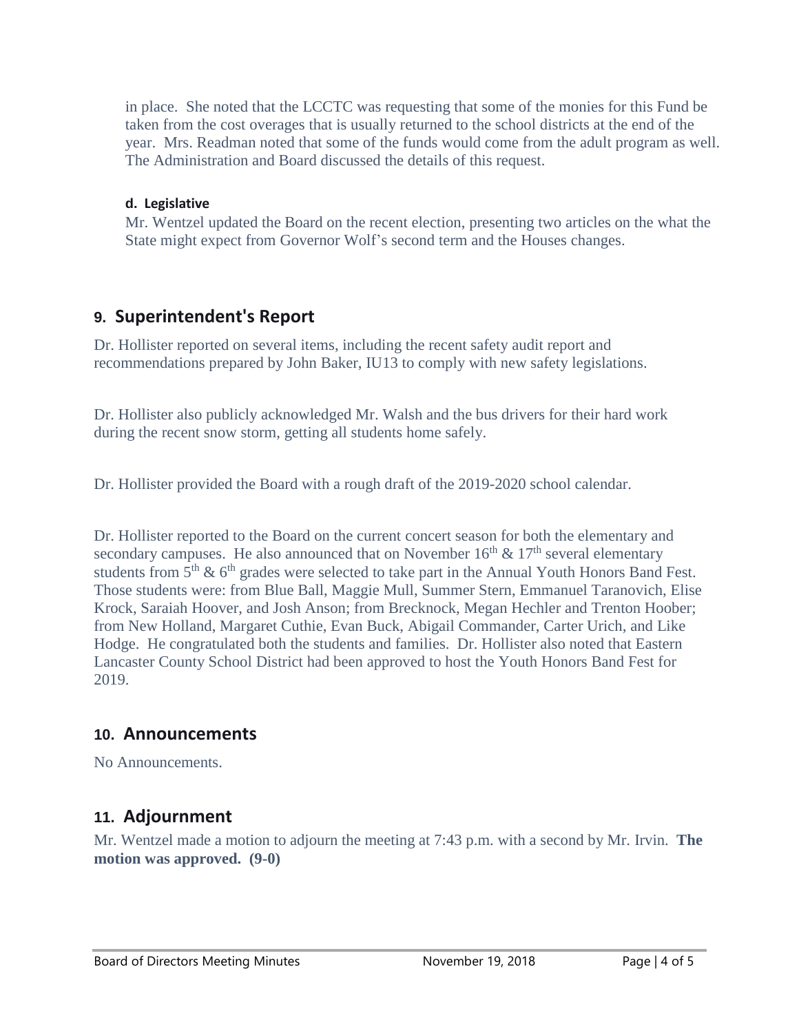in place. She noted that the LCCTC was requesting that some of the monies for this Fund be taken from the cost overages that is usually returned to the school districts at the end of the year. Mrs. Readman noted that some of the funds would come from the adult program as well. The Administration and Board discussed the details of this request.

**d. Legislative**

Mr. Wentzel updated the Board on the recent election, presenting two articles on the what the State might expect from Governor Wolf's second term and the Houses changes.

## 9. Superintendent's Report

Dr. Hollister reported on several items, including the recent safety audit report and recommendations prepared by John Baker, IU13 to comply with new safety legislations.

Dr. Hollister also publicly acknowledged Mr. Walsh and the bus drivers for their hard work during the recent snow storm, getting all students home safely.

Dr. Hollister provided the Board with a rough draft of the 2019-2020 school calendar.

Dr. Hollister reported to the Board on the current concert season for both the elementary and secondary campuses. He also announced that on November 16th & 17th several elementary students from 5th & 6th grades were selected to take part in the Annual Youth Honors Band Fest. Those students were: from Blue Ball, Maggie Mull, Summer Stern, Emmanuel Taranovich, Elise Krock, Saraiah Hoover, and Josh Anson; from Brecknock, Megan Hechler and Trenton Hoober; from New Holland, Margaret Cuthie, Evan Buck, Abigail Commander, Carter Urich, and Like Hodge. He congratulated both the students and families. Dr. Hollister also noted that Eastern Lancaster County School District had been approved to host the Youth Honors Band Fest for 2019.

## 10. Announcements

No Announcements.

## 11. Adjournment

Mr. Wentzel made a motion to adjourn the meeting at 7:43 p.m. with a second by Mr. Irvin. **The motion was approved. (9-0)**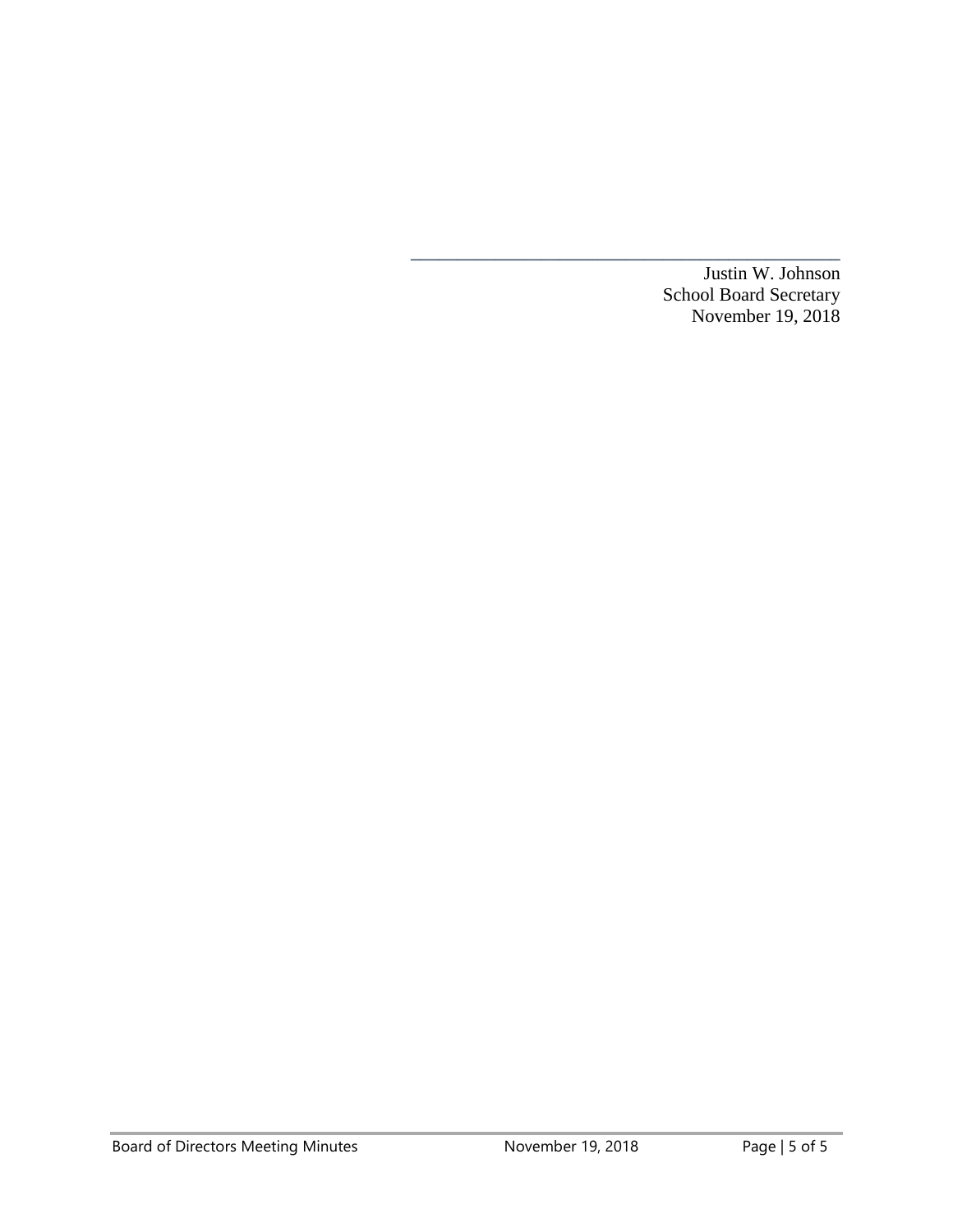\_\_\_\_\_\_\_\_\_\_\_\_\_\_\_\_\_\_\_\_\_\_\_\_\_\_\_\_\_\_\_\_\_\_\_\_\_\_\_\_

Justin W. Johnson
School Board Secretary
November 19, 2018